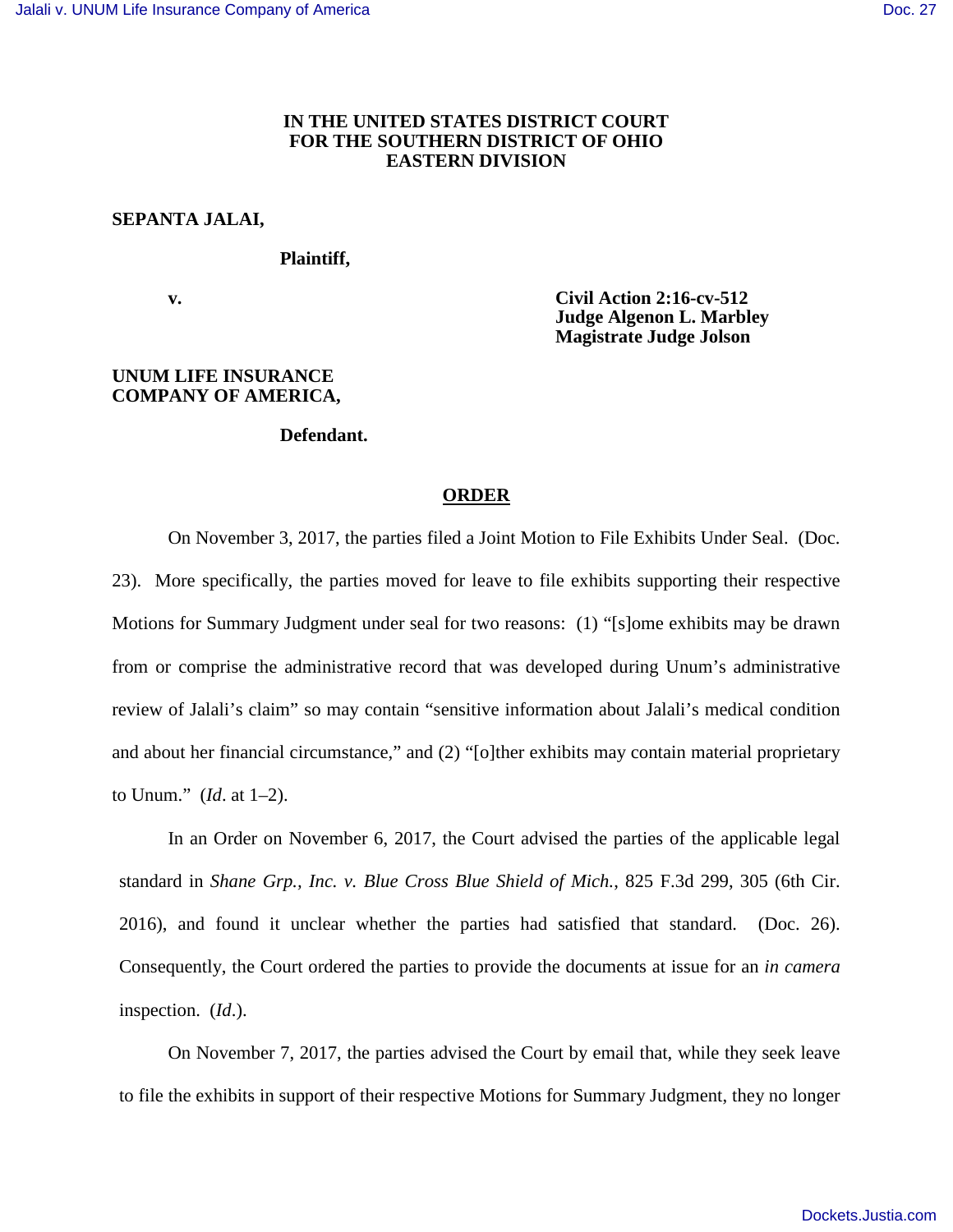**IN THE UNITED STATES DISTRICT COURT**
**FOR THE SOUTHERN DISTRICT OF OHIO**
**EASTERN DIVISION**

**SEPANTA JALAI,**

**Plaintiff,**

**v.**

**Civil Action 2:16-cv-512**
**Judge Algenon L. Marbley**
**Magistrate Judge Jolson**

**UNUM LIFE INSURANCE COMPANY OF AMERICA,**

**Defendant.**

## ORDER

On November 3, 2017, the parties filed a Joint Motion to File Exhibits Under Seal. (Doc. 23). More specifically, the parties moved for leave to file exhibits supporting their respective Motions for Summary Judgment under seal for two reasons: (1) "[s]ome exhibits may be drawn from or comprise the administrative record that was developed during Unum's administrative review of Jalali's claim" so may contain "sensitive information about Jalali's medical condition and about her financial circumstance," and (2) "[o]ther exhibits may contain material proprietary to Unum." (*Id*. at 1–2).

In an Order on November 6, 2017, the Court advised the parties of the applicable legal standard in *Shane Grp., Inc. v. Blue Cross Blue Shield of Mich.*, 825 F.3d 299, 305 (6th Cir. 2016), and found it unclear whether the parties had satisfied that standard. (Doc. 26). Consequently, the Court ordered the parties to provide the documents at issue for an *in camera* inspection. (*Id*.).

On November 7, 2017, the parties advised the Court by email that, while they seek leave to file the exhibits in support of their respective Motions for Summary Judgment, they no longer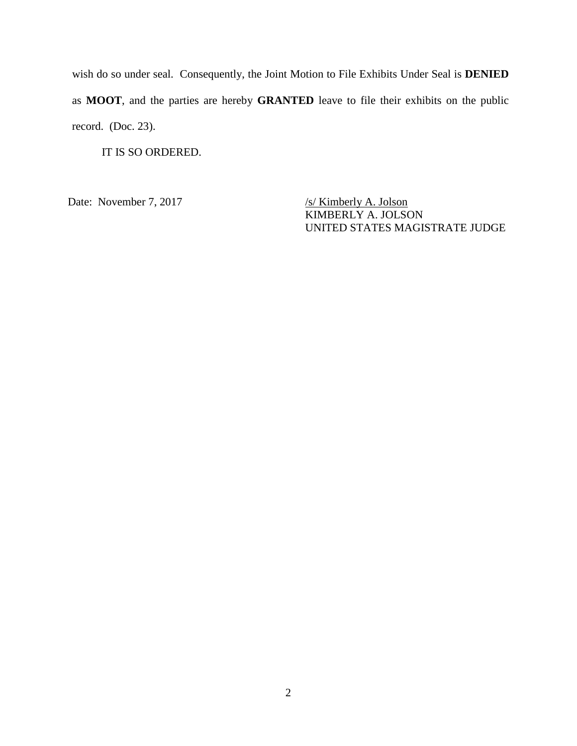wish do so under seal. Consequently, the Joint Motion to File Exhibits Under Seal is **DENIED** as **MOOT**, and the parties are hereby **GRANTED** leave to file their exhibits on the public record. (Doc. 23).

IT IS SO ORDERED.

Date: November 7, 2017

/s/ Kimberly A. Jolson
KIMBERLY A. JOLSON
UNITED STATES MAGISTRATE JUDGE